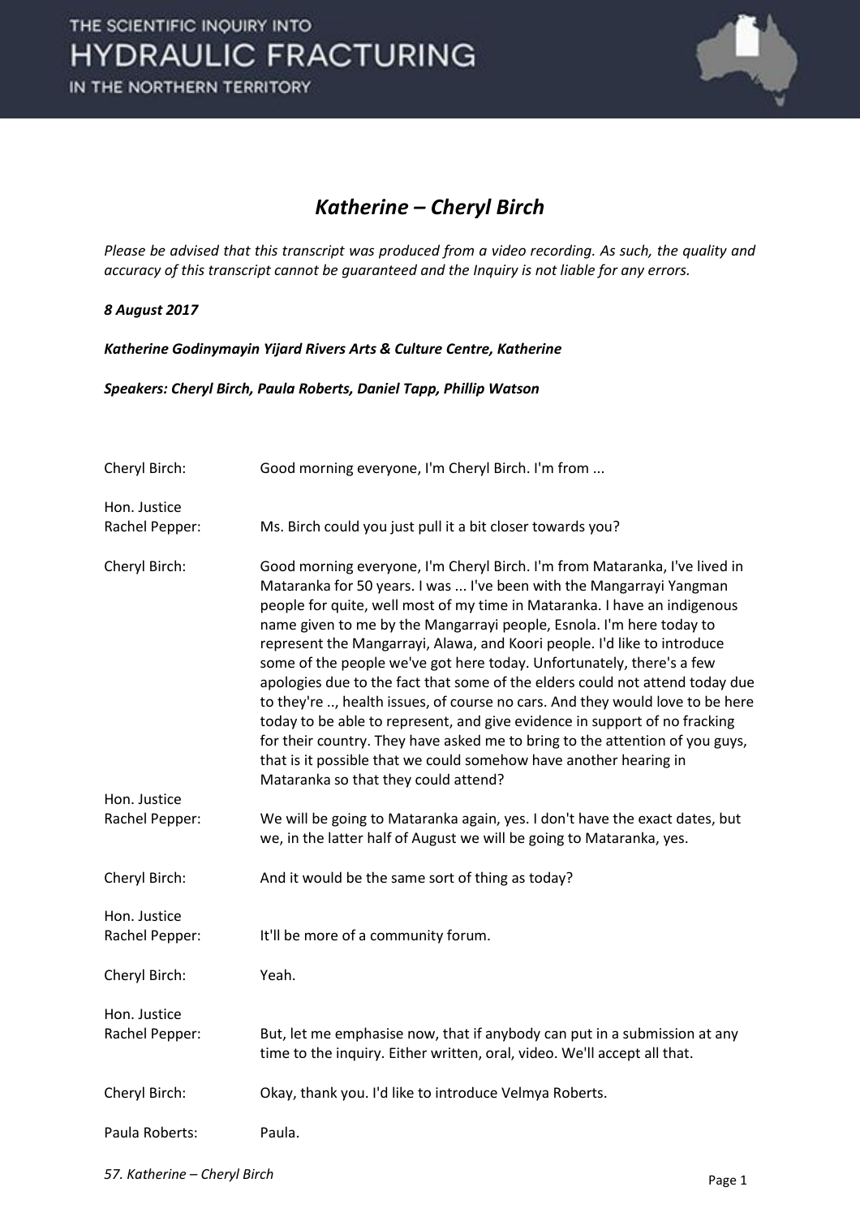# Katherine – Cheryl Birch

*Please be advised that this transcript was produced from a video recording. As such, the quality and accuracy of this transcript cannot be guaranteed and the Inquiry is not liable for any errors.*

***8 August 2017***

***Katherine Godinymayin Yijard Rivers Arts & Culture Centre, Katherine***

***Speakers: Cheryl Birch, Paula Roberts, Daniel Tapp, Phillip Watson***

| | |
|---|---|
| Cheryl Birch: | Good morning everyone, I'm Cheryl Birch. I'm from ... |
| Hon. Justice Rachel Pepper: | Ms. Birch could you just pull it a bit closer towards you? |
| Cheryl Birch: | Good morning everyone, I'm Cheryl Birch. I'm from Mataranka, I've lived in Mataranka for 50 years. I was ... I've been with the Mangarrayi Yangman people for quite, well most of my time in Mataranka. I have an indigenous name given to me by the Mangarrayi people, Esnola. I'm here today to represent the Mangarrayi, Alawa, and Koori people. I'd like to introduce some of the people we've got here today. Unfortunately, there's a few apologies due to the fact that some of the elders could not attend today due to they're .., health issues, of course no cars. And they would love to be here today to be able to represent, and give evidence in support of no fracking for their country. They have asked me to bring to the attention of you guys, that is it possible that we could somehow have another hearing in Mataranka so that they could attend? |
| Hon. Justice Rachel Pepper: | We will be going to Mataranka again, yes. I don't have the exact dates, but we, in the latter half of August we will be going to Mataranka, yes. |
| Cheryl Birch: | And it would be the same sort of thing as today? |
| Hon. Justice Rachel Pepper: | It'll be more of a community forum. |
| Cheryl Birch: | Yeah. |
| Hon. Justice Rachel Pepper: | But, let me emphasise now, that if anybody can put in a submission at any time to the inquiry. Either written, oral, video. We'll accept all that. |
| Cheryl Birch: | Okay, thank you. I'd like to introduce Velmya Roberts. |
| Paula Roberts: | Paula. |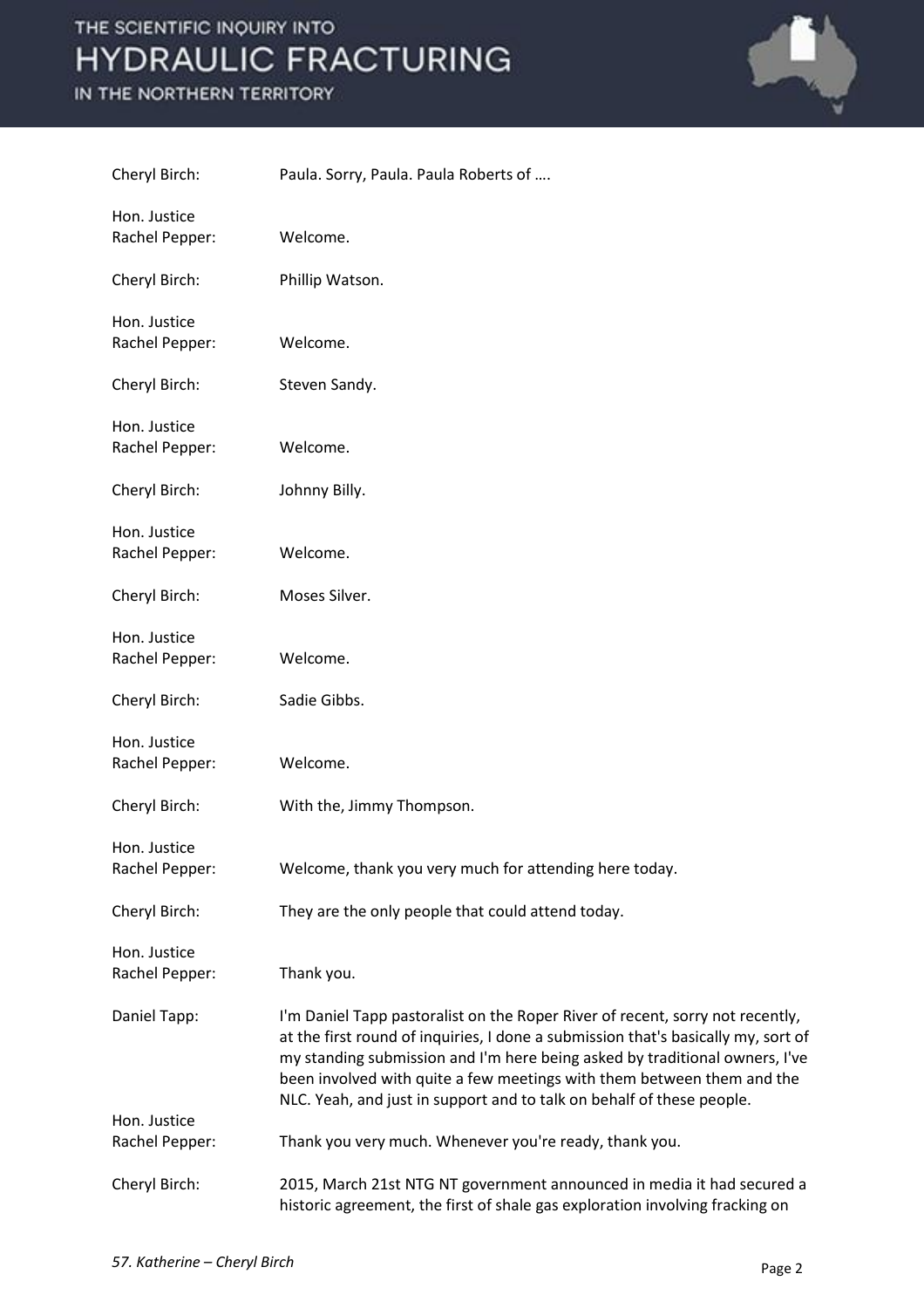Cheryl Birch: Paula. Sorry, Paula. Paula Roberts of ….

Hon. Justice Rachel Pepper: Welcome.

Cheryl Birch: Phillip Watson.

Hon. Justice Rachel Pepper: Welcome.

Cheryl Birch: Steven Sandy.

Hon. Justice Rachel Pepper: Welcome.

Cheryl Birch: Johnny Billy.

Hon. Justice Rachel Pepper: Welcome.

Cheryl Birch: Moses Silver.

Hon. Justice Rachel Pepper: Welcome.

Cheryl Birch: Sadie Gibbs.

Hon. Justice Rachel Pepper: Welcome.

Cheryl Birch: With the, Jimmy Thompson.

Hon. Justice Rachel Pepper: Welcome, thank you very much for attending here today.

Cheryl Birch: They are the only people that could attend today.

Hon. Justice Rachel Pepper: Thank you.

Daniel Tapp: I'm Daniel Tapp pastoralist on the Roper River of recent, sorry not recently, at the first round of inquiries, I done a submission that's basically my, sort of my standing submission and I'm here being asked by traditional owners, I've been involved with quite a few meetings with them between them and the NLC. Yeah, and just in support and to talk on behalf of these people.

Hon. Justice Rachel Pepper: Thank you very much. Whenever you're ready, thank you.

Cheryl Birch: 2015, March 21st NTG NT government announced in media it had secured a historic agreement, the first of shale gas exploration involving fracking on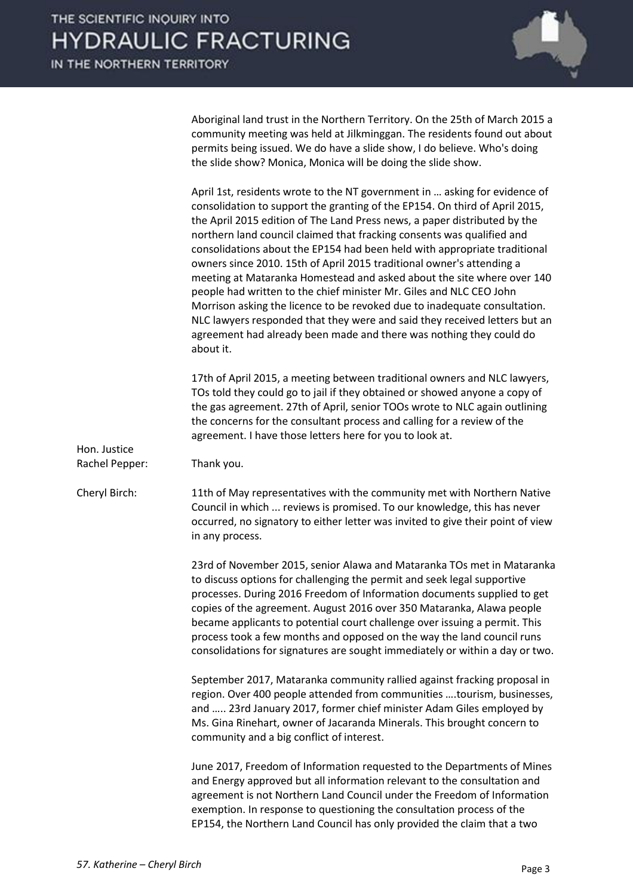Aboriginal land trust in the Northern Territory. On the 25th of March 2015 a community meeting was held at Jilkminggan. The residents found out about permits being issued. We do have a slide show, I do believe. Who's doing the slide show? Monica, Monica will be doing the slide show.

April 1st, residents wrote to the NT government in … asking for evidence of consolidation to support the granting of the EP154. On third of April 2015, the April 2015 edition of The Land Press news, a paper distributed by the northern land council claimed that fracking consents was qualified and consolidations about the EP154 had been held with appropriate traditional owners since 2010. 15th of April 2015 traditional owner's attending a meeting at Mataranka Homestead and asked about the site where over 140 people had written to the chief minister Mr. Giles and NLC CEO John Morrison asking the licence to be revoked due to inadequate consultation. NLC lawyers responded that they were and said they received letters but an agreement had already been made and there was nothing they could do about it.

17th of April 2015, a meeting between traditional owners and NLC lawyers, TOs told they could go to jail if they obtained or showed anyone a copy of the gas agreement. 27th of April, senior TOOs wrote to NLC again outlining the concerns for the consultant process and calling for a review of the agreement. I have those letters here for you to look at.

**Hon. Justice Rachel Pepper:** Thank you.

**Cheryl Birch:** 11th of May representatives with the community met with Northern Native Council in which ... reviews is promised. To our knowledge, this has never occurred, no signatory to either letter was invited to give their point of view in any process.

23rd of November 2015, senior Alawa and Mataranka TOs met in Mataranka to discuss options for challenging the permit and seek legal supportive processes. During 2016 Freedom of Information documents supplied to get copies of the agreement. August 2016 over 350 Mataranka, Alawa people became applicants to potential court challenge over issuing a permit. This process took a few months and opposed on the way the land council runs consolidations for signatures are sought immediately or within a day or two.

September 2017, Mataranka community rallied against fracking proposal in region. Over 400 people attended from communities ….tourism, businesses, and ….. 23rd January 2017, former chief minister Adam Giles employed by Ms. Gina Rinehart, owner of Jacaranda Minerals. This brought concern to community and a big conflict of interest.

June 2017, Freedom of Information requested to the Departments of Mines and Energy approved but all information relevant to the consultation and agreement is not Northern Land Council under the Freedom of Information exemption. In response to questioning the consultation process of the EP154, the Northern Land Council has only provided the claim that a two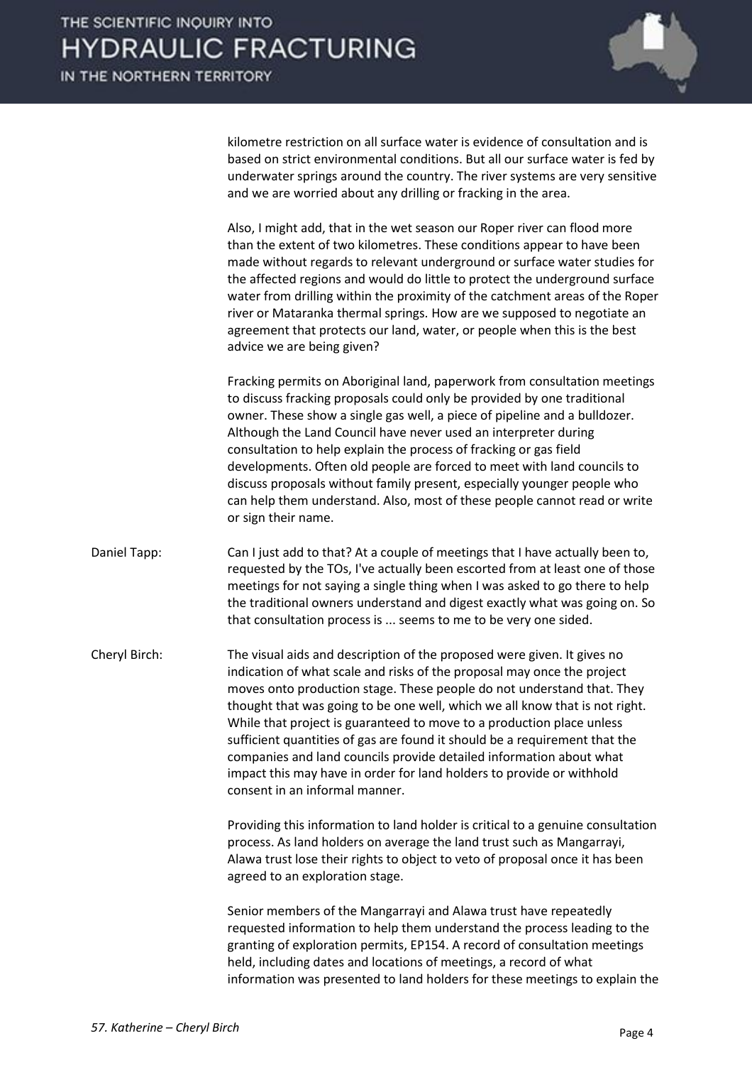kilometre restriction on all surface water is evidence of consultation and is based on strict environmental conditions. But all our surface water is fed by underwater springs around the country. The river systems are very sensitive and we are worried about any drilling or fracking in the area.

Also, I might add, that in the wet season our Roper river can flood more than the extent of two kilometres. These conditions appear to have been made without regards to relevant underground or surface water studies for the affected regions and would do little to protect the underground surface water from drilling within the proximity of the catchment areas of the Roper river or Mataranka thermal springs. How are we supposed to negotiate an agreement that protects our land, water, or people when this is the best advice we are being given?

Fracking permits on Aboriginal land, paperwork from consultation meetings to discuss fracking proposals could only be provided by one traditional owner. These show a single gas well, a piece of pipeline and a bulldozer. Although the Land Council have never used an interpreter during consultation to help explain the process of fracking or gas field developments. Often old people are forced to meet with land councils to discuss proposals without family present, especially younger people who can help them understand. Also, most of these people cannot read or write or sign their name.

Daniel Tapp: Can I just add to that? At a couple of meetings that I have actually been to, requested by the TOs, I've actually been escorted from at least one of those meetings for not saying a single thing when I was asked to go there to help the traditional owners understand and digest exactly what was going on. So that consultation process is ... seems to me to be very one sided.

Cheryl Birch: The visual aids and description of the proposed were given. It gives no indication of what scale and risks of the proposal may once the project moves onto production stage. These people do not understand that. They thought that was going to be one well, which we all know that is not right. While that project is guaranteed to move to a production place unless sufficient quantities of gas are found it should be a requirement that the companies and land councils provide detailed information about what impact this may have in order for land holders to provide or withhold consent in an informal manner.

Providing this information to land holder is critical to a genuine consultation process. As land holders on average the land trust such as Mangarrayi, Alawa trust lose their rights to object to veto of proposal once it has been agreed to an exploration stage.

Senior members of the Mangarrayi and Alawa trust have repeatedly requested information to help them understand the process leading to the granting of exploration permits, EP154. A record of consultation meetings held, including dates and locations of meetings, a record of what information was presented to land holders for these meetings to explain the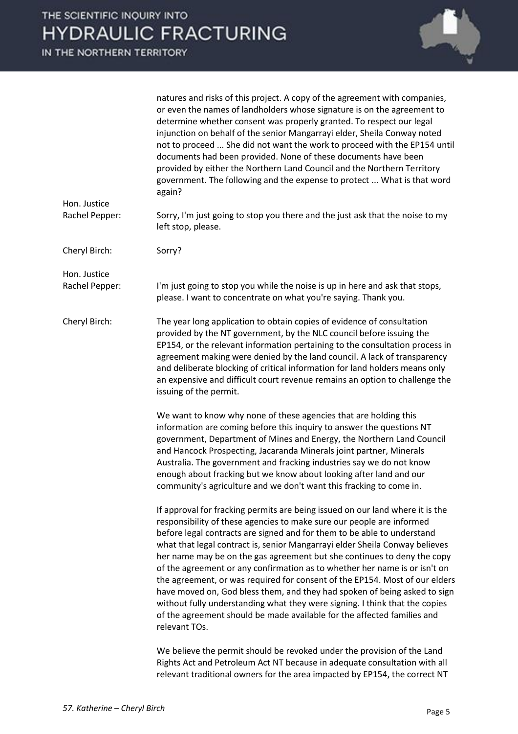natures and risks of this project. A copy of the agreement with companies, or even the names of landholders whose signature is on the agreement to determine whether consent was properly granted. To respect our legal injunction on behalf of the senior Mangarrayi elder, Sheila Conway noted not to proceed ... She did not want the work to proceed with the EP154 until documents had been provided. None of these documents have been provided by either the Northern Land Council and the Northern Territory government. The following and the expense to protect ... What is that word again?

**Hon. Justice Rachel Pepper:** Sorry, I'm just going to stop you there and the just ask that the noise to my left stop, please.

**Cheryl Birch:** Sorry?

**Hon. Justice Rachel Pepper:** I'm just going to stop you while the noise is up in here and ask that stops, please. I want to concentrate on what you're saying. Thank you.

**Cheryl Birch:** The year long application to obtain copies of evidence of consultation provided by the NT government, by the NLC council before issuing the EP154, or the relevant information pertaining to the consultation process in agreement making were denied by the land council. A lack of transparency and deliberate blocking of critical information for land holders means only an expensive and difficult court revenue remains an option to challenge the issuing of the permit.

We want to know why none of these agencies that are holding this information are coming before this inquiry to answer the questions NT government, Department of Mines and Energy, the Northern Land Council and Hancock Prospecting, Jacaranda Minerals joint partner, Minerals Australia. The government and fracking industries say we do not know enough about fracking but we know about looking after land and our community's agriculture and we don't want this fracking to come in.

If approval for fracking permits are being issued on our land where it is the responsibility of these agencies to make sure our people are informed before legal contracts are signed and for them to be able to understand what that legal contract is, senior Mangarrayi elder Sheila Conway believes her name may be on the gas agreement but she continues to deny the copy of the agreement or any confirmation as to whether her name is or isn't on the agreement, or was required for consent of the EP154. Most of our elders have moved on, God bless them, and they had spoken of being asked to sign without fully understanding what they were signing. I think that the copies of the agreement should be made available for the affected families and relevant TOs.

We believe the permit should be revoked under the provision of the Land Rights Act and Petroleum Act NT because in adequate consultation with all relevant traditional owners for the area impacted by EP154, the correct NT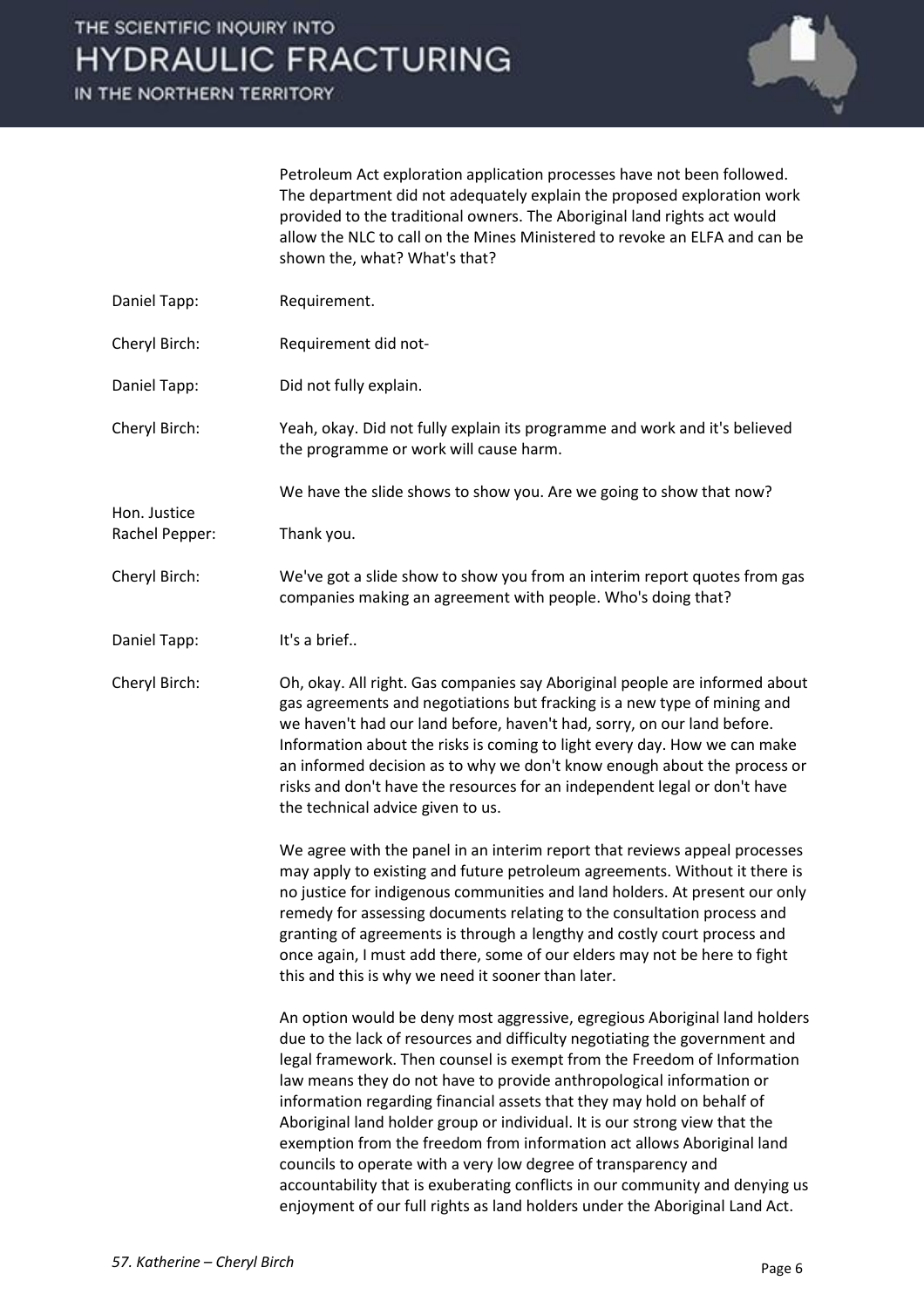Petroleum Act exploration application processes have not been followed. The department did not adequately explain the proposed exploration work provided to the traditional owners. The Aboriginal land rights act would allow the NLC to call on the Mines Ministered to revoke an ELFA and can be shown the, what? What's that?

Daniel Tapp: Requirement.

Cheryl Birch: Requirement did not-

Daniel Tapp: Did not fully explain.

Cheryl Birch: Yeah, okay. Did not fully explain its programme and work and it's believed the programme or work will cause harm.

We have the slide shows to show you. Are we going to show that now?

Hon. Justice Rachel Pepper: Thank you.

Cheryl Birch: We've got a slide show to show you from an interim report quotes from gas companies making an agreement with people. Who's doing that?

Daniel Tapp: It's a brief..

Cheryl Birch: Oh, okay. All right. Gas companies say Aboriginal people are informed about gas agreements and negotiations but fracking is a new type of mining and we haven't had our land before, haven't had, sorry, on our land before. Information about the risks is coming to light every day. How we can make an informed decision as to why we don't know enough about the process or risks and don't have the resources for an independent legal or don't have the technical advice given to us.

We agree with the panel in an interim report that reviews appeal processes may apply to existing and future petroleum agreements. Without it there is no justice for indigenous communities and land holders. At present our only remedy for assessing documents relating to the consultation process and granting of agreements is through a lengthy and costly court process and once again, I must add there, some of our elders may not be here to fight this and this is why we need it sooner than later.

An option would be deny most aggressive, egregious Aboriginal land holders due to the lack of resources and difficulty negotiating the government and legal framework. Then counsel is exempt from the Freedom of Information law means they do not have to provide anthropological information or information regarding financial assets that they may hold on behalf of Aboriginal land holder group or individual. It is our strong view that the exemption from the freedom from information act allows Aboriginal land councils to operate with a very low degree of transparency and accountability that is exuberating conflicts in our community and denying us enjoyment of our full rights as land holders under the Aboriginal Land Act.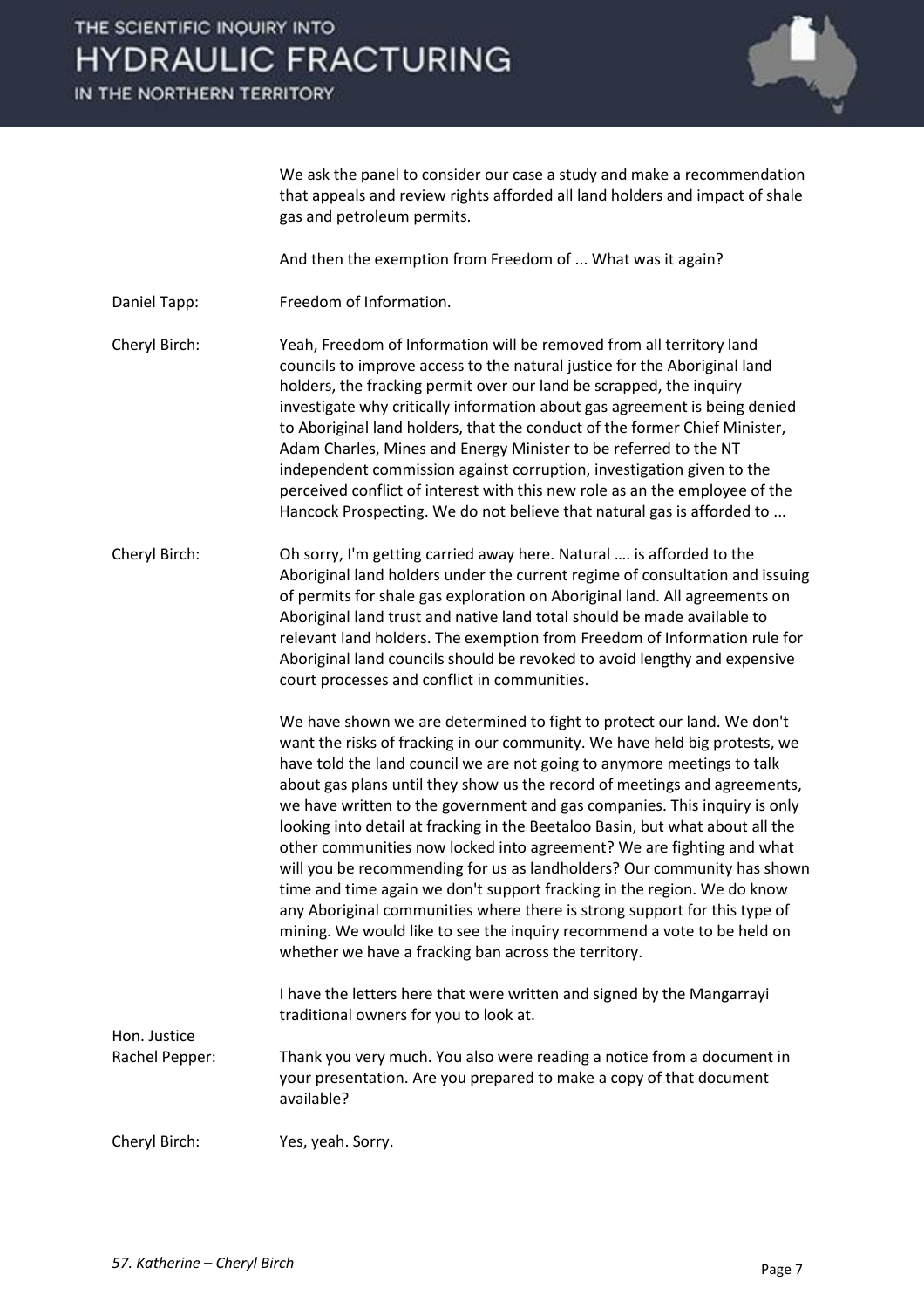We ask the panel to consider our case a study and make a recommendation that appeals and review rights afforded all land holders and impact of shale gas and petroleum permits.

And then the exemption from Freedom of ... What was it again?

**Daniel Tapp:** Freedom of Information.

**Cheryl Birch:** Yeah, Freedom of Information will be removed from all territory land councils to improve access to the natural justice for the Aboriginal land holders, the fracking permit over our land be scrapped, the inquiry investigate why critically information about gas agreement is being denied to Aboriginal land holders, that the conduct of the former Chief Minister, Adam Charles, Mines and Energy Minister to be referred to the NT independent commission against corruption, investigation given to the perceived conflict of interest with this new role as an the employee of the Hancock Prospecting. We do not believe that natural gas is afforded to ...

**Cheryl Birch:** Oh sorry, I'm getting carried away here. Natural …. is afforded to the Aboriginal land holders under the current regime of consultation and issuing of permits for shale gas exploration on Aboriginal land. All agreements on Aboriginal land trust and native land total should be made available to relevant land holders. The exemption from Freedom of Information rule for Aboriginal land councils should be revoked to avoid lengthy and expensive court processes and conflict in communities.

We have shown we are determined to fight to protect our land. We don't want the risks of fracking in our community. We have held big protests, we have told the land council we are not going to anymore meetings to talk about gas plans until they show us the record of meetings and agreements, we have written to the government and gas companies. This inquiry is only looking into detail at fracking in the Beetaloo Basin, but what about all the other communities now locked into agreement? We are fighting and what will you be recommending for us as landholders? Our community has shown time and time again we don't support fracking in the region. We do know any Aboriginal communities where there is strong support for this type of mining. We would like to see the inquiry recommend a vote to be held on whether we have a fracking ban across the territory.

I have the letters here that were written and signed by the Mangarrayi traditional owners for you to look at.

**Hon. Justice Rachel Pepper:** Thank you very much. You also were reading a notice from a document in your presentation. Are you prepared to make a copy of that document available?

**Cheryl Birch:** Yes, yeah. Sorry.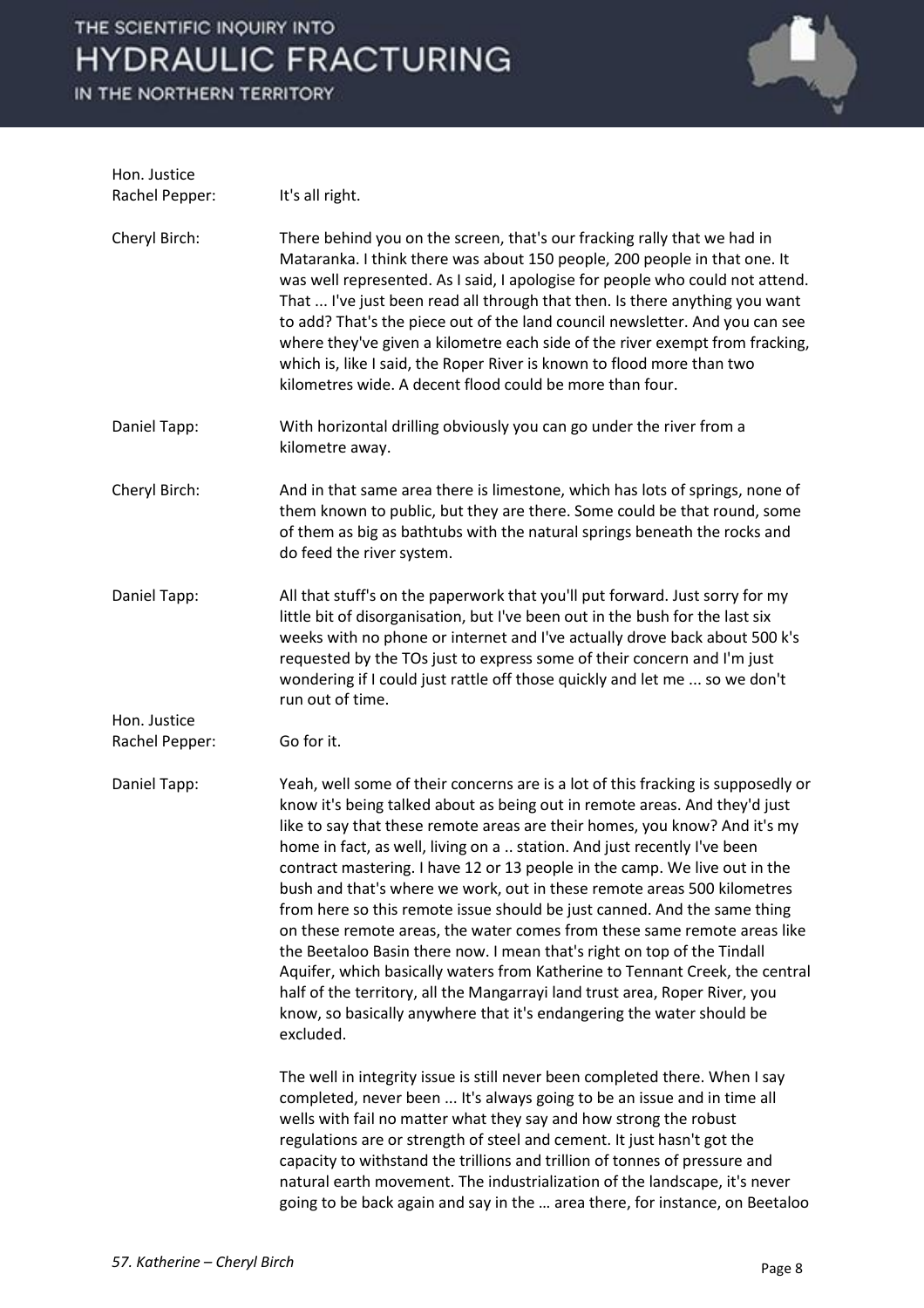**Hon. Justice Rachel Pepper:** It's all right.

**Cheryl Birch:** There behind you on the screen, that's our fracking rally that we had in Mataranka. I think there was about 150 people, 200 people in that one. It was well represented. As I said, I apologise for people who could not attend. That ... I've just been read all through that then. Is there anything you want to add? That's the piece out of the land council newsletter. And you can see where they've given a kilometre each side of the river exempt from fracking, which is, like I said, the Roper River is known to flood more than two kilometres wide. A decent flood could be more than four.

**Daniel Tapp:** With horizontal drilling obviously you can go under the river from a kilometre away.

**Cheryl Birch:** And in that same area there is limestone, which has lots of springs, none of them known to public, but they are there. Some could be that round, some of them as big as bathtubs with the natural springs beneath the rocks and do feed the river system.

**Daniel Tapp:** All that stuff's on the paperwork that you'll put forward. Just sorry for my little bit of disorganisation, but I've been out in the bush for the last six weeks with no phone or internet and I've actually drove back about 500 k's requested by the TOs just to express some of their concern and I'm just wondering if I could just rattle off those quickly and let me ... so we don't run out of time.

**Hon. Justice Rachel Pepper:** Go for it.

**Daniel Tapp:** Yeah, well some of their concerns are is a lot of this fracking is supposedly or know it's being talked about as being out in remote areas. And they'd just like to say that these remote areas are their homes, you know? And it's my home in fact, as well, living on a .. station. And just recently I've been contract mastering. I have 12 or 13 people in the camp. We live out in the bush and that's where we work, out in these remote areas 500 kilometres from here so this remote issue should be just canned. And the same thing on these remote areas, the water comes from these same remote areas like the Beetaloo Basin there now. I mean that's right on top of the Tindall Aquifer, which basically waters from Katherine to Tennant Creek, the central half of the territory, all the Mangarrayi land trust area, Roper River, you know, so basically anywhere that it's endangering the water should be excluded.

The well in integrity issue is still never been completed there. When I say completed, never been ... It's always going to be an issue and in time all wells with fail no matter what they say and how strong the robust regulations are or strength of steel and cement. It just hasn't got the capacity to withstand the trillions and trillion of tonnes of pressure and natural earth movement. The industrialization of the landscape, it's never going to be back again and say in the … area there, for instance, on Beetaloo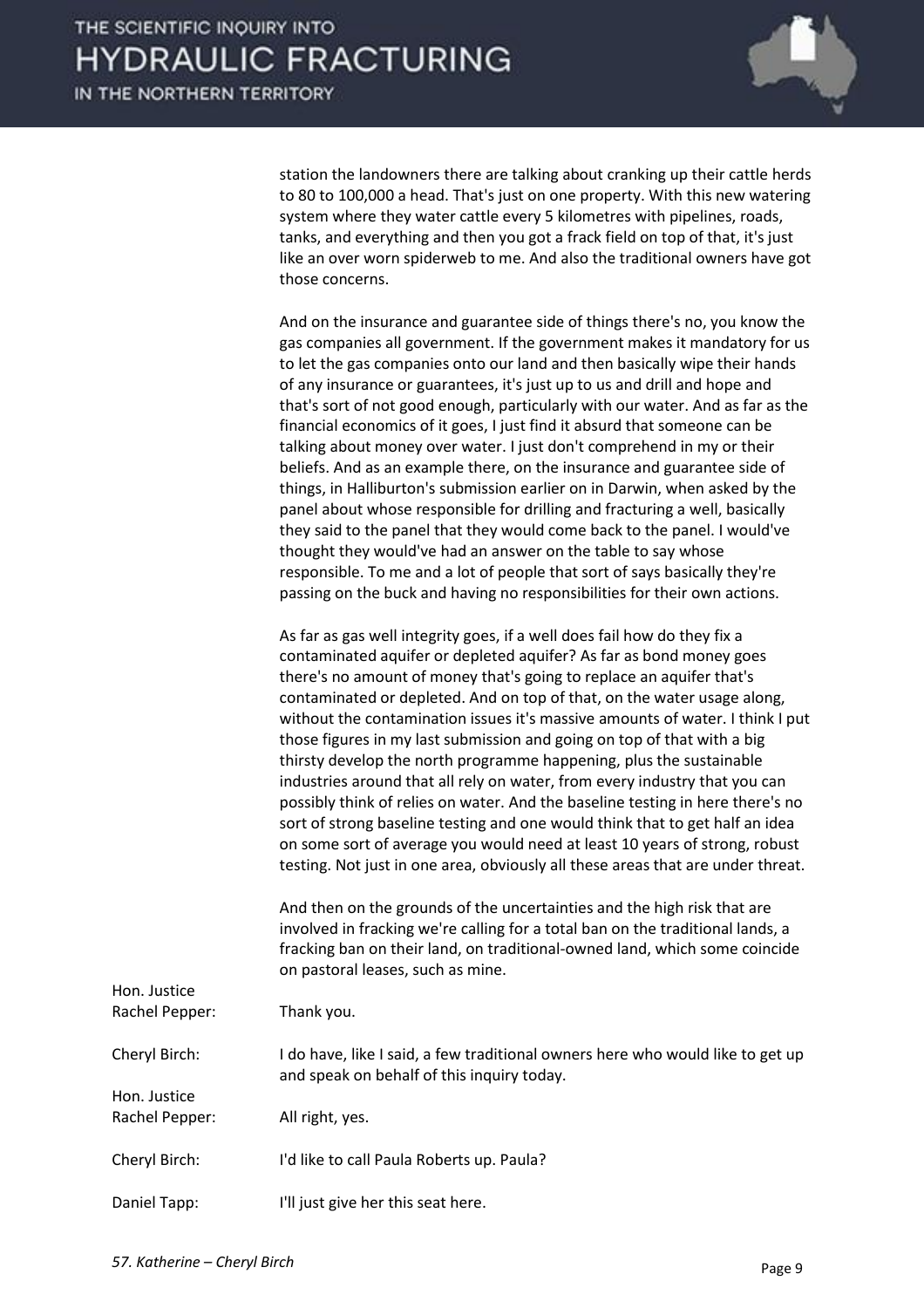station the landowners there are talking about cranking up their cattle herds to 80 to 100,000 a head. That's just on one property. With this new watering system where they water cattle every 5 kilometres with pipelines, roads, tanks, and everything and then you got a frack field on top of that, it's just like an over worn spiderweb to me. And also the traditional owners have got those concerns.

And on the insurance and guarantee side of things there's no, you know the gas companies all government. If the government makes it mandatory for us to let the gas companies onto our land and then basically wipe their hands of any insurance or guarantees, it's just up to us and drill and hope and that's sort of not good enough, particularly with our water. And as far as the financial economics of it goes, I just find it absurd that someone can be talking about money over water. I just don't comprehend in my or their beliefs. And as an example there, on the insurance and guarantee side of things, in Halliburton's submission earlier on in Darwin, when asked by the panel about whose responsible for drilling and fracturing a well, basically they said to the panel that they would come back to the panel. I would've thought they would've had an answer on the table to say whose responsible. To me and a lot of people that sort of says basically they're passing on the buck and having no responsibilities for their own actions.

As far as gas well integrity goes, if a well does fail how do they fix a contaminated aquifer or depleted aquifer? As far as bond money goes there's no amount of money that's going to replace an aquifer that's contaminated or depleted. And on top of that, on the water usage along, without the contamination issues it's massive amounts of water. I think I put those figures in my last submission and going on top of that with a big thirsty develop the north programme happening, plus the sustainable industries around that all rely on water, from every industry that you can possibly think of relies on water. And the baseline testing in here there's no sort of strong baseline testing and one would think that to get half an idea on some sort of average you would need at least 10 years of strong, robust testing. Not just in one area, obviously all these areas that are under threat.

And then on the grounds of the uncertainties and the high risk that are involved in fracking we're calling for a total ban on the traditional lands, a fracking ban on their land, on traditional-owned land, which some coincide on pastoral leases, such as mine.

Hon. Justice Rachel Pepper: Thank you.

Cheryl Birch: I do have, like I said, a few traditional owners here who would like to get up and speak on behalf of this inquiry today.

Hon. Justice Rachel Pepper: All right, yes.

Cheryl Birch: I'd like to call Paula Roberts up. Paula?

Daniel Tapp: I'll just give her this seat here.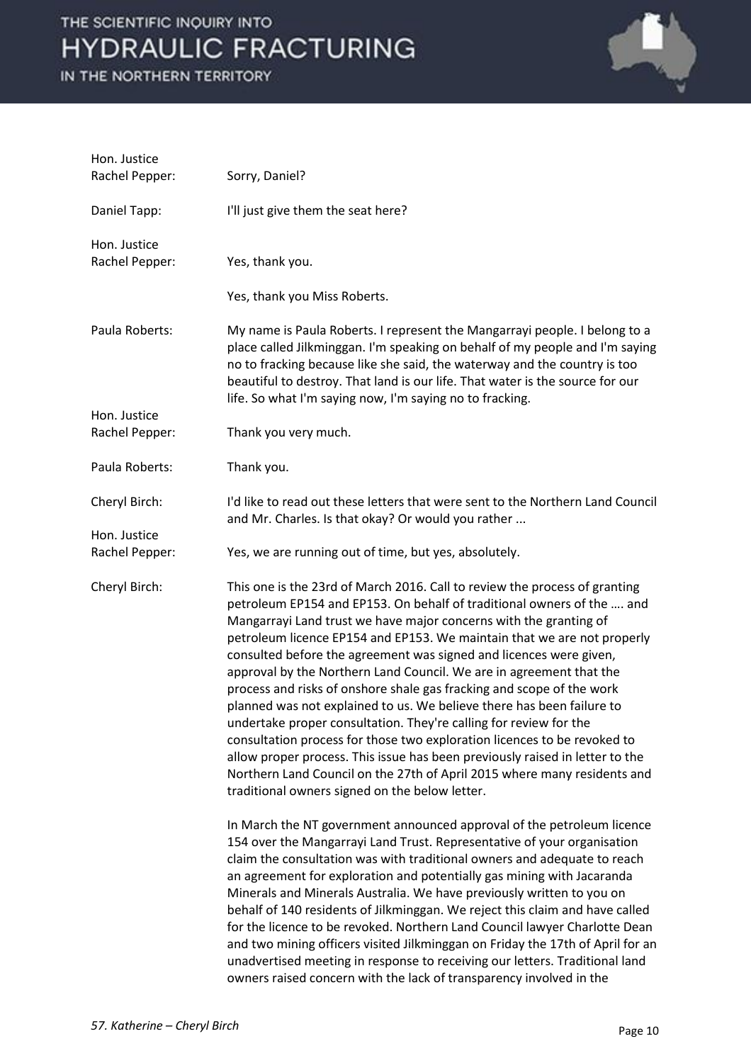**Hon. Justice Rachel Pepper:** Sorry, Daniel?

**Daniel Tapp:** I'll just give them the seat here?

**Hon. Justice Rachel Pepper:** Yes, thank you.

Yes, thank you Miss Roberts.

**Paula Roberts:** My name is Paula Roberts. I represent the Mangarrayi people. I belong to a place called Jilkminggan. I'm speaking on behalf of my people and I'm saying no to fracking because like she said, the waterway and the country is too beautiful to destroy. That land is our life. That water is the source for our life. So what I'm saying now, I'm saying no to fracking.

**Hon. Justice Rachel Pepper:** Thank you very much.

**Paula Roberts:** Thank you.

**Cheryl Birch:** I'd like to read out these letters that were sent to the Northern Land Council and Mr. Charles. Is that okay? Or would you rather ...

**Hon. Justice Rachel Pepper:** Yes, we are running out of time, but yes, absolutely.

**Cheryl Birch:** This one is the 23rd of March 2016. Call to review the process of granting petroleum EP154 and EP153. On behalf of traditional owners of the …. and Mangarrayi Land trust we have major concerns with the granting of petroleum licence EP154 and EP153. We maintain that we are not properly consulted before the agreement was signed and licences were given, approval by the Northern Land Council. We are in agreement that the process and risks of onshore shale gas fracking and scope of the work planned was not explained to us. We believe there has been failure to undertake proper consultation. They're calling for review for the consultation process for those two exploration licences to be revoked to allow proper process. This issue has been previously raised in letter to the Northern Land Council on the 27th of April 2015 where many residents and traditional owners signed on the below letter.

In March the NT government announced approval of the petroleum licence 154 over the Mangarrayi Land Trust. Representative of your organisation claim the consultation was with traditional owners and adequate to reach an agreement for exploration and potentially gas mining with Jacaranda Minerals and Minerals Australia. We have previously written to you on behalf of 140 residents of Jilkminggan. We reject this claim and have called for the licence to be revoked. Northern Land Council lawyer Charlotte Dean and two mining officers visited Jilkminggan on Friday the 17th of April for an unadvertised meeting in response to receiving our letters. Traditional land owners raised concern with the lack of transparency involved in the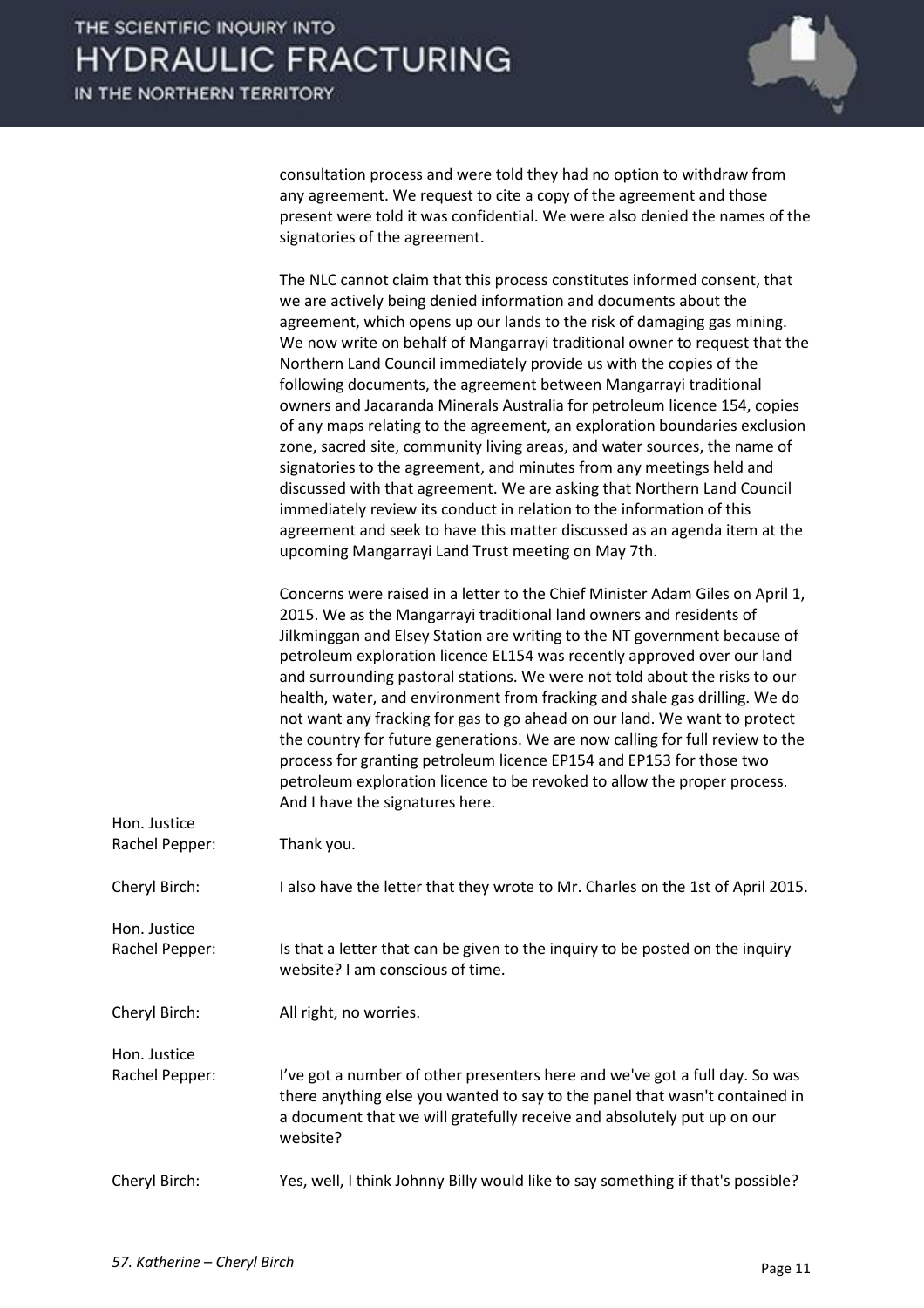consultation process and were told they had no option to withdraw from any agreement. We request to cite a copy of the agreement and those present were told it was confidential. We were also denied the names of the signatories of the agreement.

The NLC cannot claim that this process constitutes informed consent, that we are actively being denied information and documents about the agreement, which opens up our lands to the risk of damaging gas mining. We now write on behalf of Mangarrayi traditional owner to request that the Northern Land Council immediately provide us with the copies of the following documents, the agreement between Mangarrayi traditional owners and Jacaranda Minerals Australia for petroleum licence 154, copies of any maps relating to the agreement, an exploration boundaries exclusion zone, sacred site, community living areas, and water sources, the name of signatories to the agreement, and minutes from any meetings held and discussed with that agreement. We are asking that Northern Land Council immediately review its conduct in relation to the information of this agreement and seek to have this matter discussed as an agenda item at the upcoming Mangarrayi Land Trust meeting on May 7th.

Concerns were raised in a letter to the Chief Minister Adam Giles on April 1, 2015. We as the Mangarrayi traditional land owners and residents of Jilkminggan and Elsey Station are writing to the NT government because of petroleum exploration licence EL154 was recently approved over our land and surrounding pastoral stations. We were not told about the risks to our health, water, and environment from fracking and shale gas drilling. We do not want any fracking for gas to go ahead on our land. We want to protect the country for future generations. We are now calling for full review to the process for granting petroleum licence EP154 and EP153 for those two petroleum exploration licence to be revoked to allow the proper process. And I have the signatures here.

**Hon. Justice Rachel Pepper:** Thank you.

**Cheryl Birch:** I also have the letter that they wrote to Mr. Charles on the 1st of April 2015.

**Hon. Justice Rachel Pepper:** Is that a letter that can be given to the inquiry to be posted on the inquiry website? I am conscious of time.

**Cheryl Birch:** All right, no worries.

**Hon. Justice Rachel Pepper:** I've got a number of other presenters here and we've got a full day. So was there anything else you wanted to say to the panel that wasn't contained in a document that we will gratefully receive and absolutely put up on our website?

**Cheryl Birch:** Yes, well, I think Johnny Billy would like to say something if that's possible?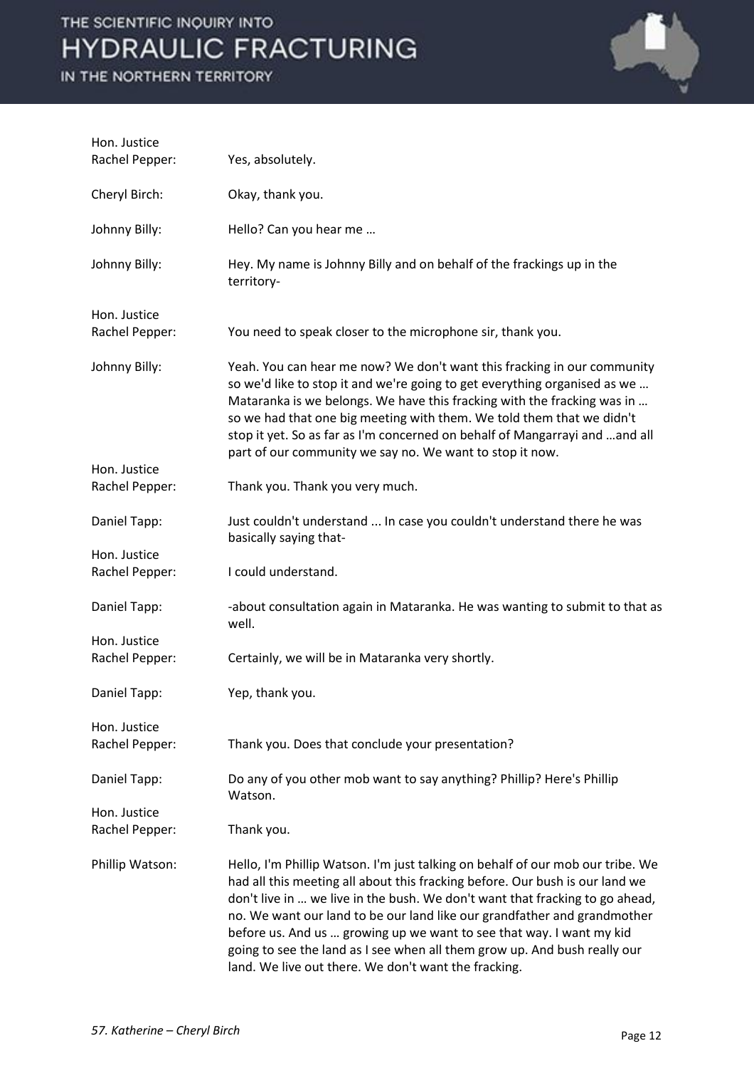**Hon. Justice Rachel Pepper:** Yes, absolutely.

**Cheryl Birch:** Okay, thank you.

**Johnny Billy:** Hello? Can you hear me …

**Johnny Billy:** Hey. My name is Johnny Billy and on behalf of the frackings up in the territory-

**Hon. Justice Rachel Pepper:** You need to speak closer to the microphone sir, thank you.

**Johnny Billy:** Yeah. You can hear me now? We don't want this fracking in our community so we'd like to stop it and we're going to get everything organised as we … Mataranka is we belongs. We have this fracking with the fracking was in … so we had that one big meeting with them. We told them that we didn't stop it yet. So as far as I'm concerned on behalf of Mangarrayi and …and all part of our community we say no. We want to stop it now.

**Hon. Justice Rachel Pepper:** Thank you. Thank you very much.

**Daniel Tapp:** Just couldn't understand ... In case you couldn't understand there he was basically saying that-

**Hon. Justice Rachel Pepper:** I could understand.

**Daniel Tapp:** -about consultation again in Mataranka. He was wanting to submit to that as well.

**Hon. Justice Rachel Pepper:** Certainly, we will be in Mataranka very shortly.

**Daniel Tapp:** Yep, thank you.

**Hon. Justice Rachel Pepper:** Thank you. Does that conclude your presentation?

**Daniel Tapp:** Do any of you other mob want to say anything? Phillip? Here's Phillip Watson.

**Hon. Justice Rachel Pepper:** Thank you.

**Phillip Watson:** Hello, I'm Phillip Watson. I'm just talking on behalf of our mob our tribe. We had all this meeting all about this fracking before. Our bush is our land we don't live in … we live in the bush. We don't want that fracking to go ahead, no. We want our land to be our land like our grandfather and grandmother before us. And us … growing up we want to see that way. I want my kid going to see the land as I see when all them grow up. And bush really our land. We live out there. We don't want the fracking.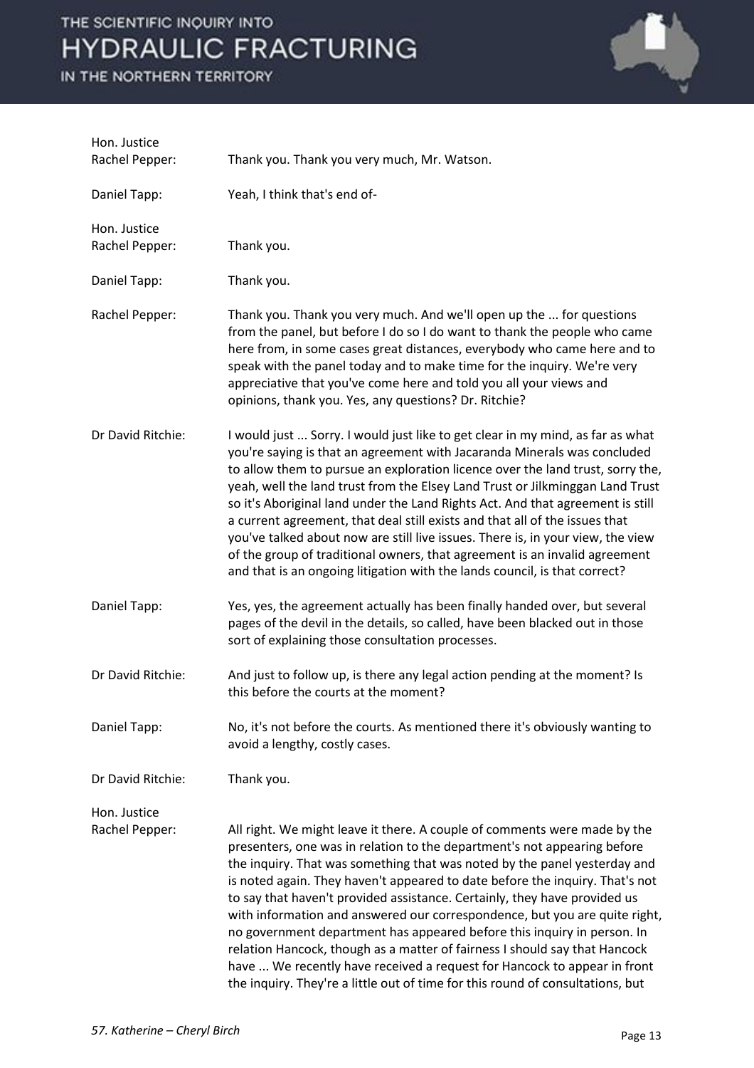**Hon. Justice Rachel Pepper:** Thank you. Thank you very much, Mr. Watson.

**Daniel Tapp:** Yeah, I think that's end of-

**Hon. Justice Rachel Pepper:** Thank you.

**Daniel Tapp:** Thank you.

**Rachel Pepper:** Thank you. Thank you very much. And we'll open up the ... for questions from the panel, but before I do so I do want to thank the people who came here from, in some cases great distances, everybody who came here and to speak with the panel today and to make time for the inquiry. We're very appreciative that you've come here and told you all your views and opinions, thank you. Yes, any questions? Dr. Ritchie?

**Dr David Ritchie:** I would just ... Sorry. I would just like to get clear in my mind, as far as what you're saying is that an agreement with Jacaranda Minerals was concluded to allow them to pursue an exploration licence over the land trust, sorry the, yeah, well the land trust from the Elsey Land Trust or Jilkminggan Land Trust so it's Aboriginal land under the Land Rights Act. And that agreement is still a current agreement, that deal still exists and that all of the issues that you've talked about now are still live issues. There is, in your view, the view of the group of traditional owners, that agreement is an invalid agreement and that is an ongoing litigation with the lands council, is that correct?

**Daniel Tapp:** Yes, yes, the agreement actually has been finally handed over, but several pages of the devil in the details, so called, have been blacked out in those sort of explaining those consultation processes.

**Dr David Ritchie:** And just to follow up, is there any legal action pending at the moment? Is this before the courts at the moment?

**Daniel Tapp:** No, it's not before the courts. As mentioned there it's obviously wanting to avoid a lengthy, costly cases.

**Dr David Ritchie:** Thank you.

**Hon. Justice Rachel Pepper:** All right. We might leave it there. A couple of comments were made by the presenters, one was in relation to the department's not appearing before the inquiry. That was something that was noted by the panel yesterday and is noted again. They haven't appeared to date before the inquiry. That's not to say that haven't provided assistance. Certainly, they have provided us with information and answered our correspondence, but you are quite right, no government department has appeared before this inquiry in person. In relation Hancock, though as a matter of fairness I should say that Hancock have ... We recently have received a request for Hancock to appear in front the inquiry. They're a little out of time for this round of consultations, but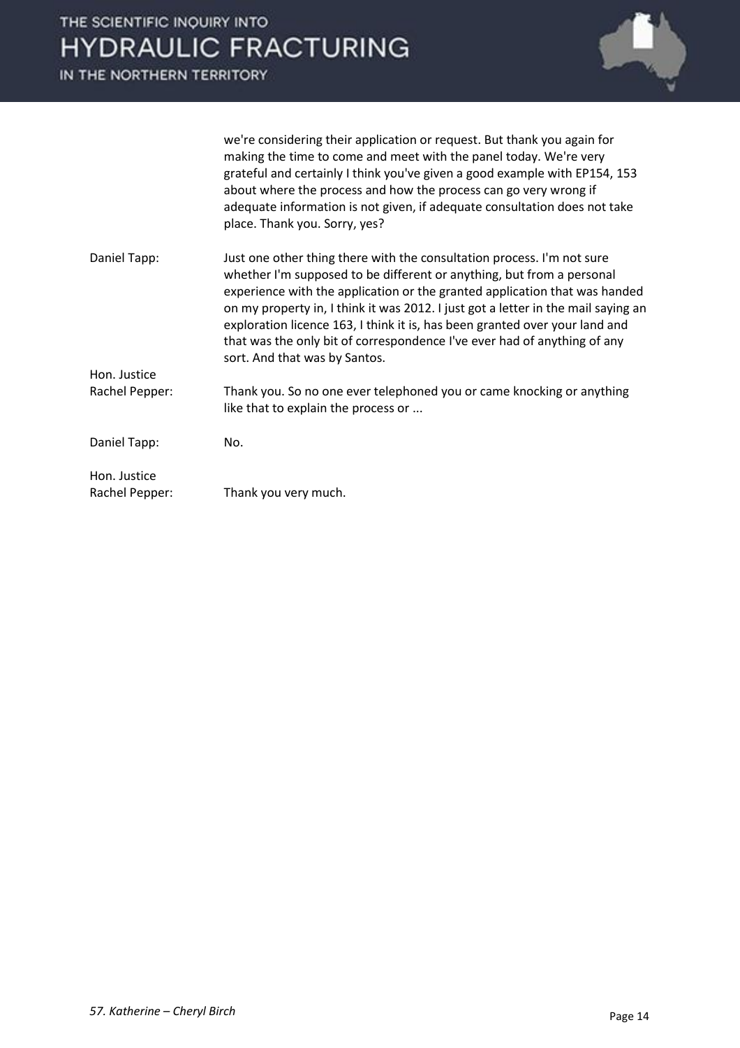we're considering their application or request. But thank you again for making the time to come and meet with the panel today. We're very grateful and certainly I think you've given a good example with EP154, 153 about where the process and how the process can go very wrong if adequate information is not given, if adequate consultation does not take place. Thank you. Sorry, yes?

Daniel Tapp: Just one other thing there with the consultation process. I'm not sure whether I'm supposed to be different or anything, but from a personal experience with the application or the granted application that was handed on my property in, I think it was 2012. I just got a letter in the mail saying an exploration licence 163, I think it is, has been granted over your land and that was the only bit of correspondence I've ever had of anything of any sort. And that was by Santos.

Hon. Justice Rachel Pepper: Thank you. So no one ever telephoned you or came knocking or anything like that to explain the process or ...

Daniel Tapp: No.

Hon. Justice Rachel Pepper: Thank you very much.